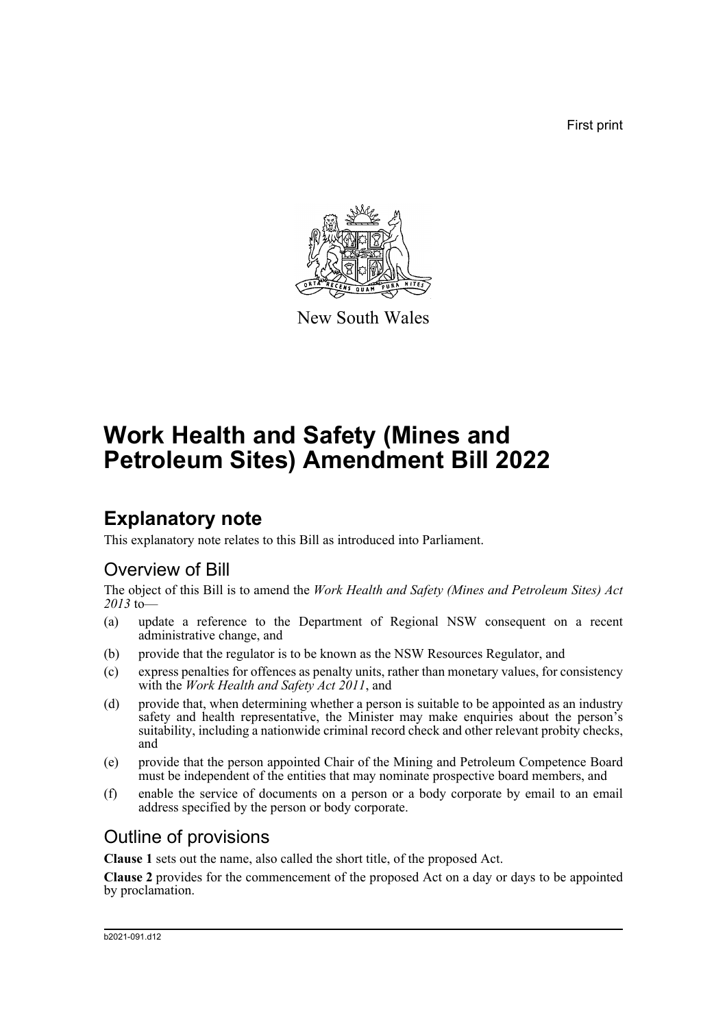First print

New South Wales

# Work Health and Safety (Mines and Petroleum Sites) Amendment Bill 2022

## Explanatory note

This explanatory note relates to this Bill as introduced into Parliament.

### Overview of Bill

The object of this Bill is to amend the *Work Health and Safety (Mines and Petroleum Sites) Act 2013* to—

(a) update a reference to the Department of Regional NSW consequent on a recent administrative change, and

(b) provide that the regulator is to be known as the NSW Resources Regulator, and

(c) express penalties for offences as penalty units, rather than monetary values, for consistency with the *Work Health and Safety Act 2011*, and

(d) provide that, when determining whether a person is suitable to be appointed as an industry safety and health representative, the Minister may make enquiries about the person's suitability, including a nationwide criminal record check and other relevant probity checks, and

(e) provide that the person appointed Chair of the Mining and Petroleum Competence Board must be independent of the entities that may nominate prospective board members, and

(f) enable the service of documents on a person or a body corporate by email to an email address specified by the person or body corporate.

### Outline of provisions

**Clause 1** sets out the name, also called the short title, of the proposed Act.

**Clause 2** provides for the commencement of the proposed Act on a day or days to be appointed by proclamation.

b2021-091.d12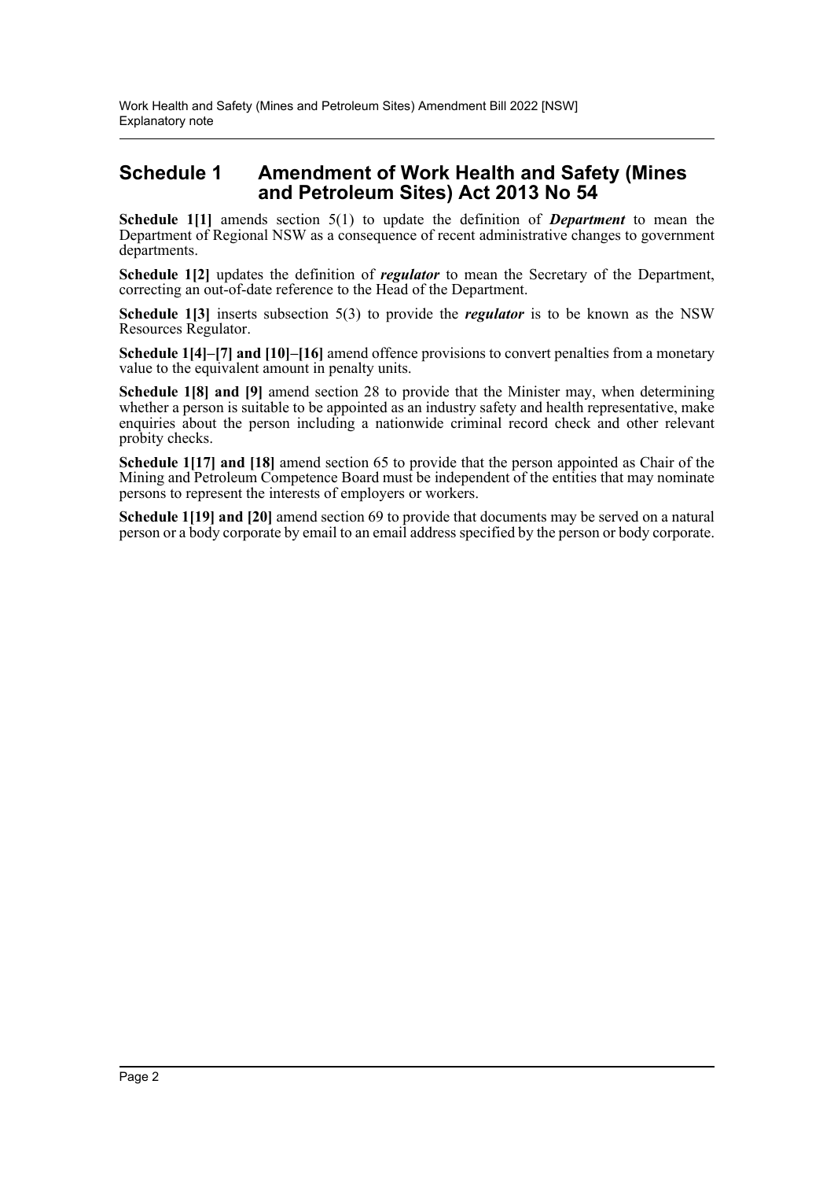## Schedule 1 Amendment of Work Health and Safety (Mines and Petroleum Sites) Act 2013 No 54

**Schedule 1[1]** amends section 5(1) to update the definition of ***Department*** to mean the Department of Regional NSW as a consequence of recent administrative changes to government departments.

**Schedule 1[2]** updates the definition of ***regulator*** to mean the Secretary of the Department, correcting an out-of-date reference to the Head of the Department.

**Schedule 1[3]** inserts subsection 5(3) to provide the ***regulator*** is to be known as the NSW Resources Regulator.

**Schedule 1[4]–[7] and [10]–[16]** amend offence provisions to convert penalties from a monetary value to the equivalent amount in penalty units.

**Schedule 1[8] and [9]** amend section 28 to provide that the Minister may, when determining whether a person is suitable to be appointed as an industry safety and health representative, make enquiries about the person including a nationwide criminal record check and other relevant probity checks.

**Schedule 1[17] and [18]** amend section 65 to provide that the person appointed as Chair of the Mining and Petroleum Competence Board must be independent of the entities that may nominate persons to represent the interests of employers or workers.

**Schedule 1[19] and [20]** amend section 69 to provide that documents may be served on a natural person or a body corporate by email to an email address specified by the person or body corporate.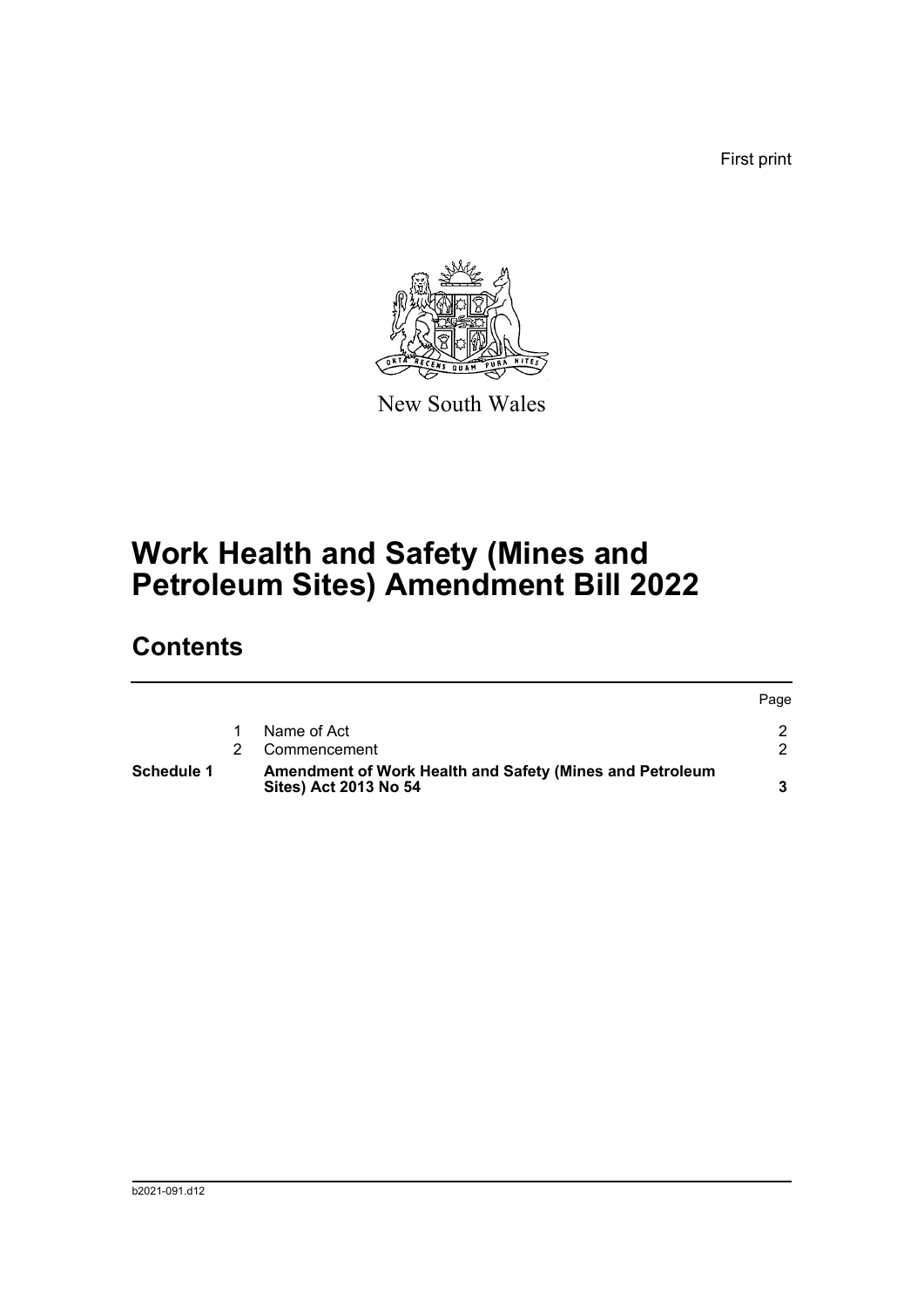First print

New South Wales

# Work Health and Safety (Mines and Petroleum Sites) Amendment Bill 2022

## Contents

| | | | Page |
|---|---|---|---|
| | 1 | Name of Act | 2 |
| | 2 | Commencement | 2 |
| **Schedule 1** | | **Amendment of Work Health and Safety (Mines and Petroleum Sites) Act 2013 No 54** | **3** |

b2021-091.d12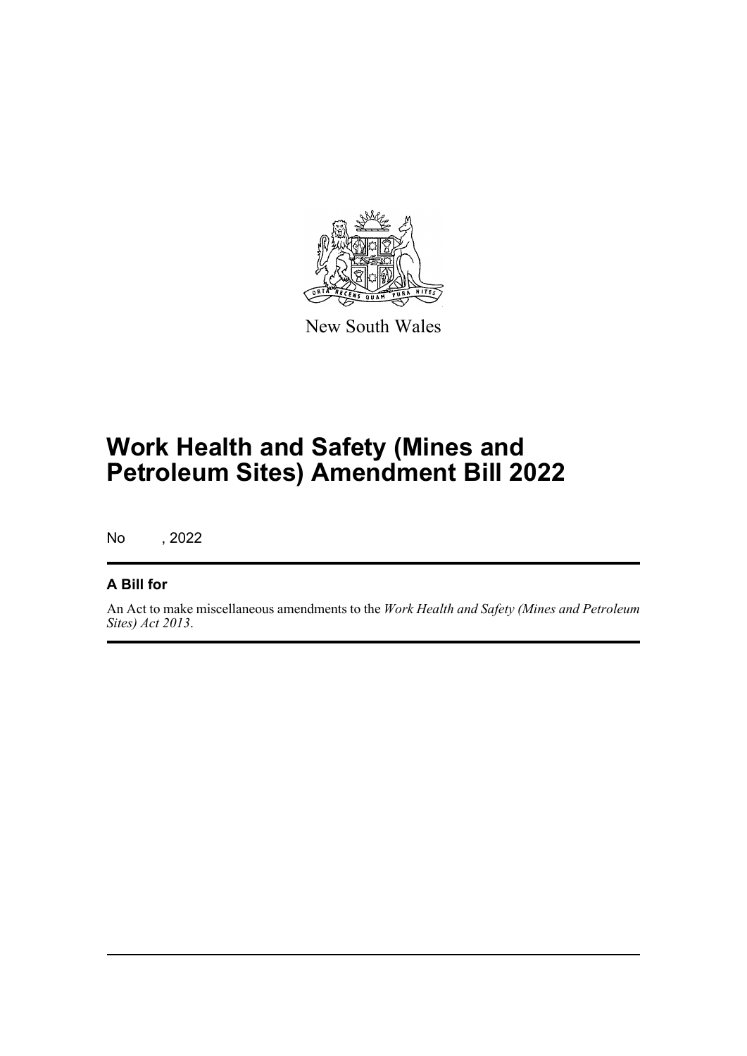New South Wales

# Work Health and Safety (Mines and Petroleum Sites) Amendment Bill 2022

No , 2022

## A Bill for

An Act to make miscellaneous amendments to the *Work Health and Safety (Mines and Petroleum Sites) Act 2013*.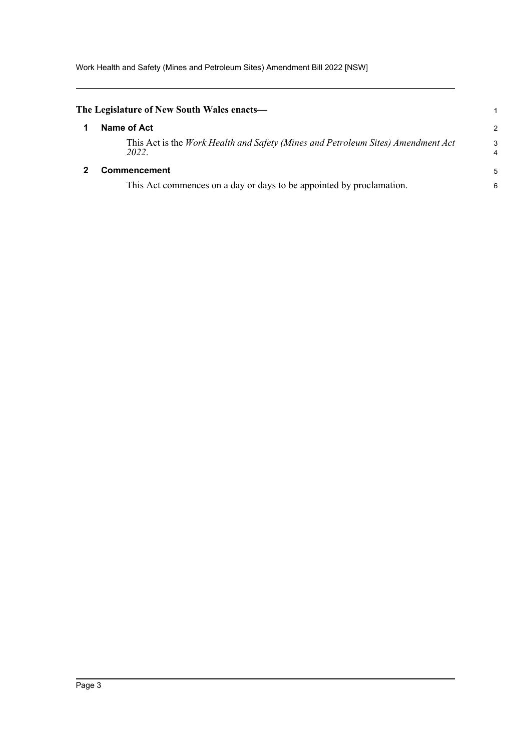**The Legislature of New South Wales enacts—**

## 1 Name of Act

This Act is the *Work Health and Safety (Mines and Petroleum Sites) Amendment Act 2022*.

## 2 Commencement

This Act commences on a day or days to be appointed by proclamation.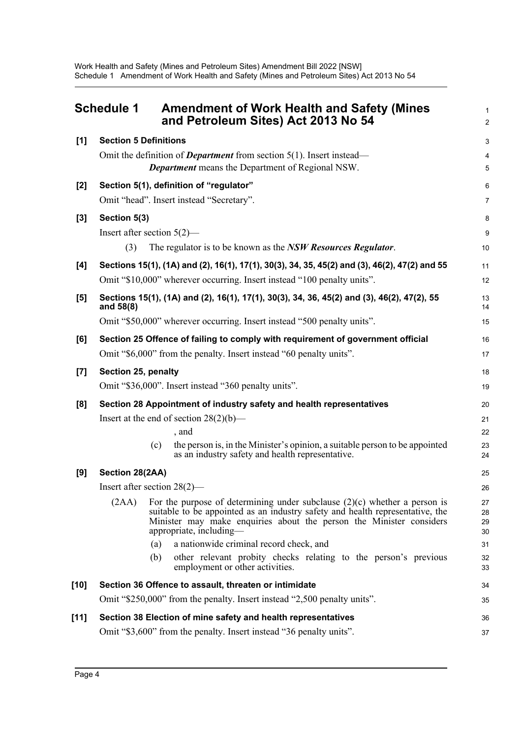# Schedule 1 Amendment of Work Health and Safety (Mines and Petroleum Sites) Act 2013 No 54

**[1] Section 5 Definitions**

Omit the definition of ***Department*** from section 5(1). Insert instead—

> ***Department*** means the Department of Regional NSW.

**[2] Section 5(1), definition of "regulator"**

Omit "head". Insert instead "Secretary".

**[3] Section 5(3)**

Insert after section 5(2)—

> (3) The regulator is to be known as the ***NSW Resources Regulator***.

**[4] Sections 15(1), (1A) and (2), 16(1), 17(1), 30(3), 34, 35, 45(2) and (3), 46(2), 47(2) and 55**

Omit "$10,000" wherever occurring. Insert instead "100 penalty units".

**[5] Sections 15(1), (1A) and (2), 16(1), 17(1), 30(3), 34, 36, 45(2) and (3), 46(2), 47(2), 55 and 58(8)**

Omit "$50,000" wherever occurring. Insert instead "500 penalty units".

**[6] Section 25 Offence of failing to comply with requirement of government official**

Omit "$6,000" from the penalty. Insert instead "60 penalty units".

**[7] Section 25, penalty**

Omit "$36,000". Insert instead "360 penalty units".

**[8] Section 28 Appointment of industry safety and health representatives**

Insert at the end of section 28(2)(b)—

> , and
>
> (c) the person is, in the Minister's opinion, a suitable person to be appointed as an industry safety and health representative.

**[9] Section 28(2AA)**

Insert after section 28(2)—

> (2AA) For the purpose of determining under subclause (2)(c) whether a person is suitable to be appointed as an industry safety and health representative, the Minister may make enquiries about the person the Minister considers appropriate, including—
>
> (a) a nationwide criminal record check, and
>
> (b) other relevant probity checks relating to the person's previous employment or other activities.

**[10] Section 36 Offence to assault, threaten or intimidate**

Omit "$250,000" from the penalty. Insert instead "2,500 penalty units".

**[11] Section 38 Election of mine safety and health representatives**

Omit "$3,600" from the penalty. Insert instead "36 penalty units".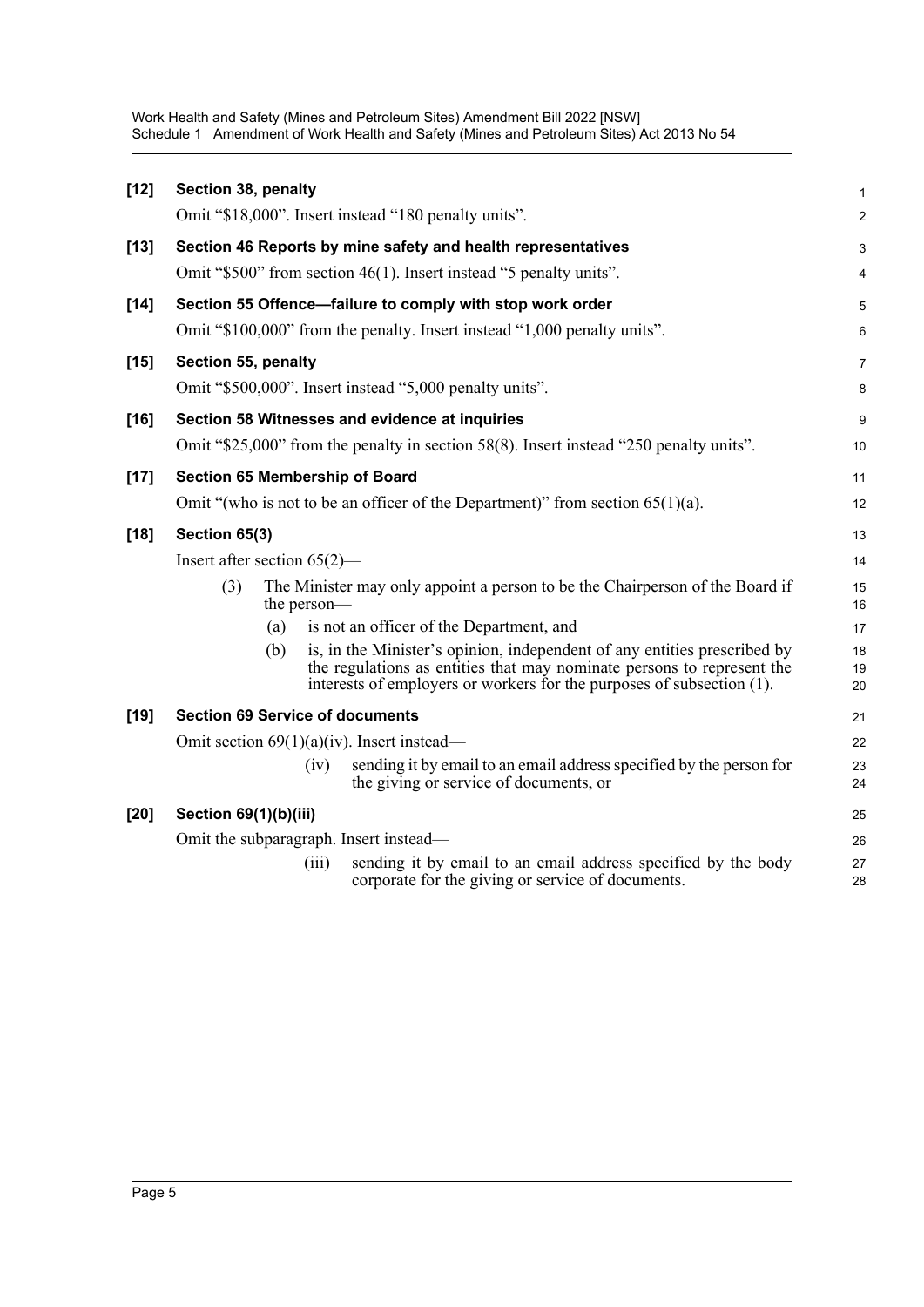**[12] Section 38, penalty**

Omit "$18,000". Insert instead "180 penalty units".

**[13] Section 46 Reports by mine safety and health representatives**

Omit "$500" from section 46(1). Insert instead "5 penalty units".

**[14] Section 55 Offence—failure to comply with stop work order**

Omit "$100,000" from the penalty. Insert instead "1,000 penalty units".

**[15] Section 55, penalty**

Omit "$500,000". Insert instead "5,000 penalty units".

**[16] Section 58 Witnesses and evidence at inquiries**

Omit "$25,000" from the penalty in section 58(8). Insert instead "250 penalty units".

**[17] Section 65 Membership of Board**

Omit "(who is not to be an officer of the Department)" from section 65(1)(a).

**[18] Section 65(3)**

Insert after section 65(2)—

(3) The Minister may only appoint a person to be the Chairperson of the Board if the person—

(a) is not an officer of the Department, and

(b) is, in the Minister's opinion, independent of any entities prescribed by the regulations as entities that may nominate persons to represent the interests of employers or workers for the purposes of subsection (1).

**[19] Section 69 Service of documents**

Omit section 69(1)(a)(iv). Insert instead—

(iv) sending it by email to an email address specified by the person for the giving or service of documents, or

**[20] Section 69(1)(b)(iii)**

Omit the subparagraph. Insert instead—

(iii) sending it by email to an email address specified by the body corporate for the giving or service of documents.